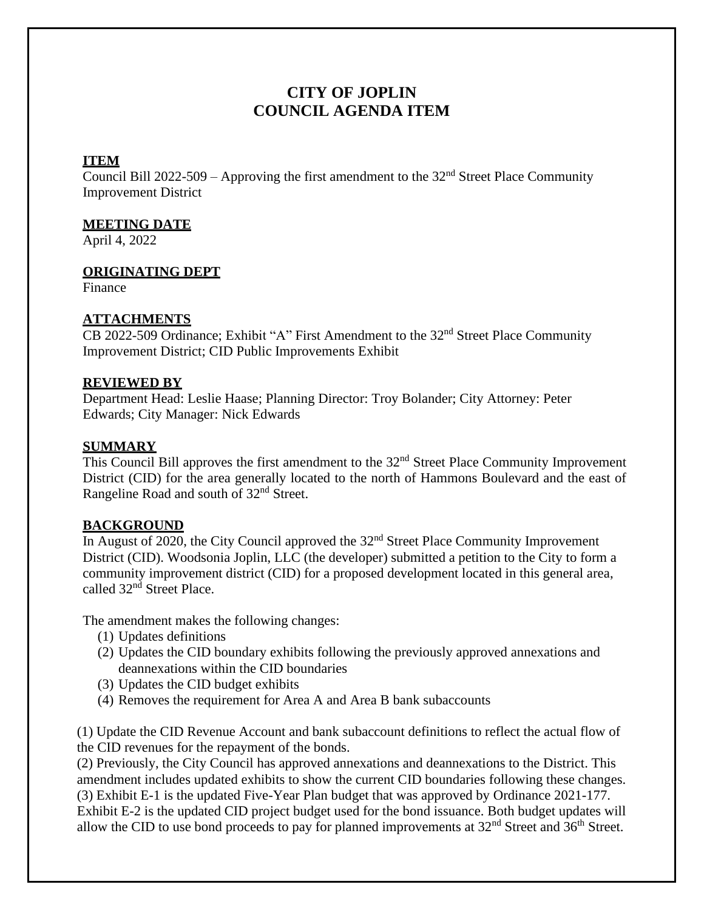# CITY OF JOPLIN
# COUNCIL AGENDA ITEM

## ITEM

Council Bill 2022-509 – Approving the first amendment to the 32nd Street Place Community Improvement District

## MEETING DATE

April 4, 2022

## ORIGINATING DEPT

Finance

## ATTACHMENTS

CB 2022-509 Ordinance; Exhibit "A" First Amendment to the 32nd Street Place Community Improvement District; CID Public Improvements Exhibit

## REVIEWED BY

Department Head: Leslie Haase; Planning Director: Troy Bolander; City Attorney: Peter Edwards; City Manager: Nick Edwards

## SUMMARY

This Council Bill approves the first amendment to the 32nd Street Place Community Improvement District (CID) for the area generally located to the north of Hammons Boulevard and the east of Rangeline Road and south of 32nd Street.

## BACKGROUND

In August of 2020, the City Council approved the 32nd Street Place Community Improvement District (CID). Woodsonia Joplin, LLC (the developer) submitted a petition to the City to form a community improvement district (CID) for a proposed development located in this general area, called 32nd Street Place.

The amendment makes the following changes:

1. Updates definitions
2. Updates the CID boundary exhibits following the previously approved annexations and deannexations within the CID boundaries
3. Updates the CID budget exhibits
4. Removes the requirement for Area A and Area B bank subaccounts

(1) Update the CID Revenue Account and bank subaccount definitions to reflect the actual flow of the CID revenues for the repayment of the bonds.
(2) Previously, the City Council has approved annexations and deannexations to the District. This amendment includes updated exhibits to show the current CID boundaries following these changes.
(3) Exhibit E-1 is the updated Five-Year Plan budget that was approved by Ordinance 2021-177. Exhibit E-2 is the updated CID project budget used for the bond issuance. Both budget updates will allow the CID to use bond proceeds to pay for planned improvements at 32nd Street and 36th Street.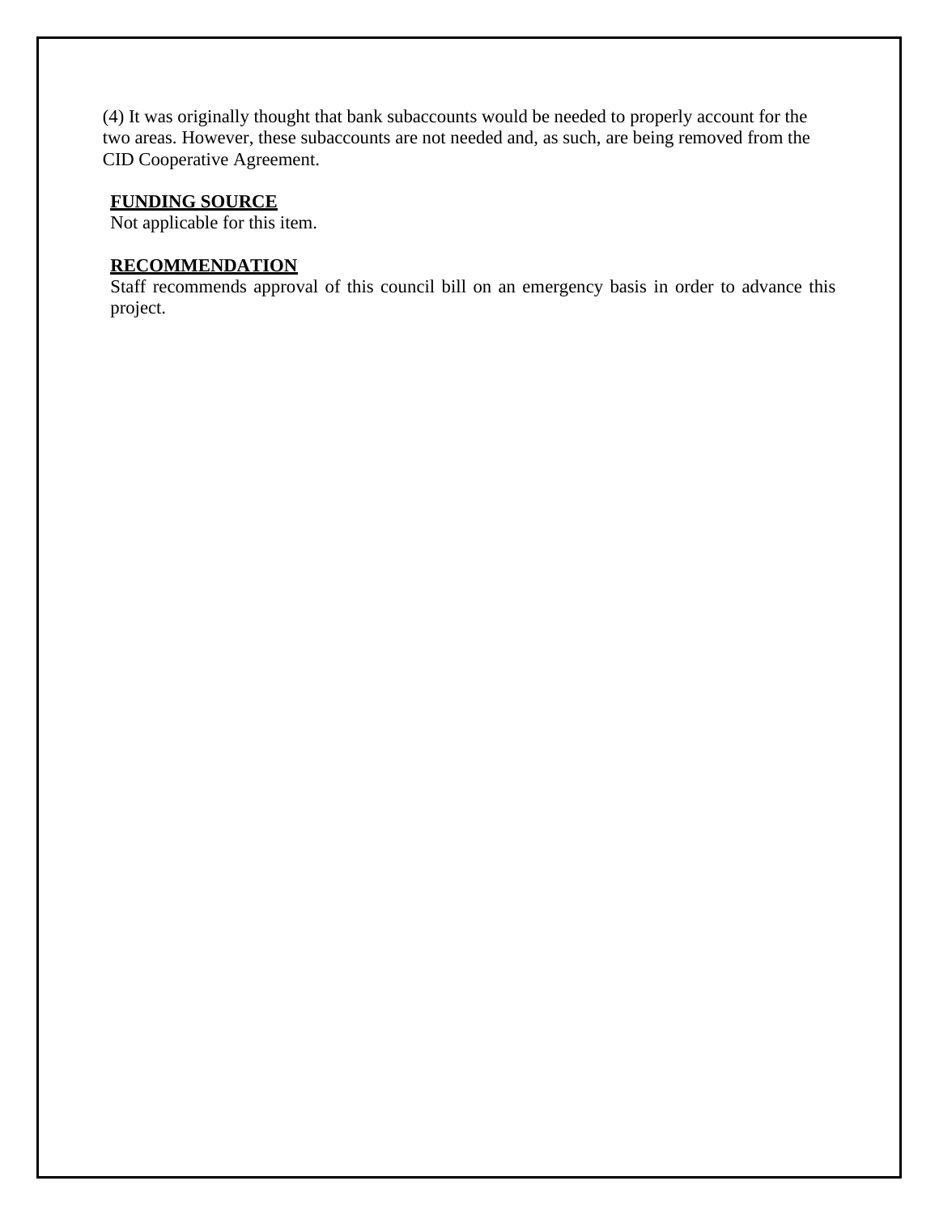(4) It was originally thought that bank subaccounts would be needed to properly account for the two areas. However, these subaccounts are not needed and, as such, are being removed from the CID Cooperative Agreement.

**FUNDING SOURCE**

Not applicable for this item.

**RECOMMENDATION**

Staff recommends approval of this council bill on an emergency basis in order to advance this project.